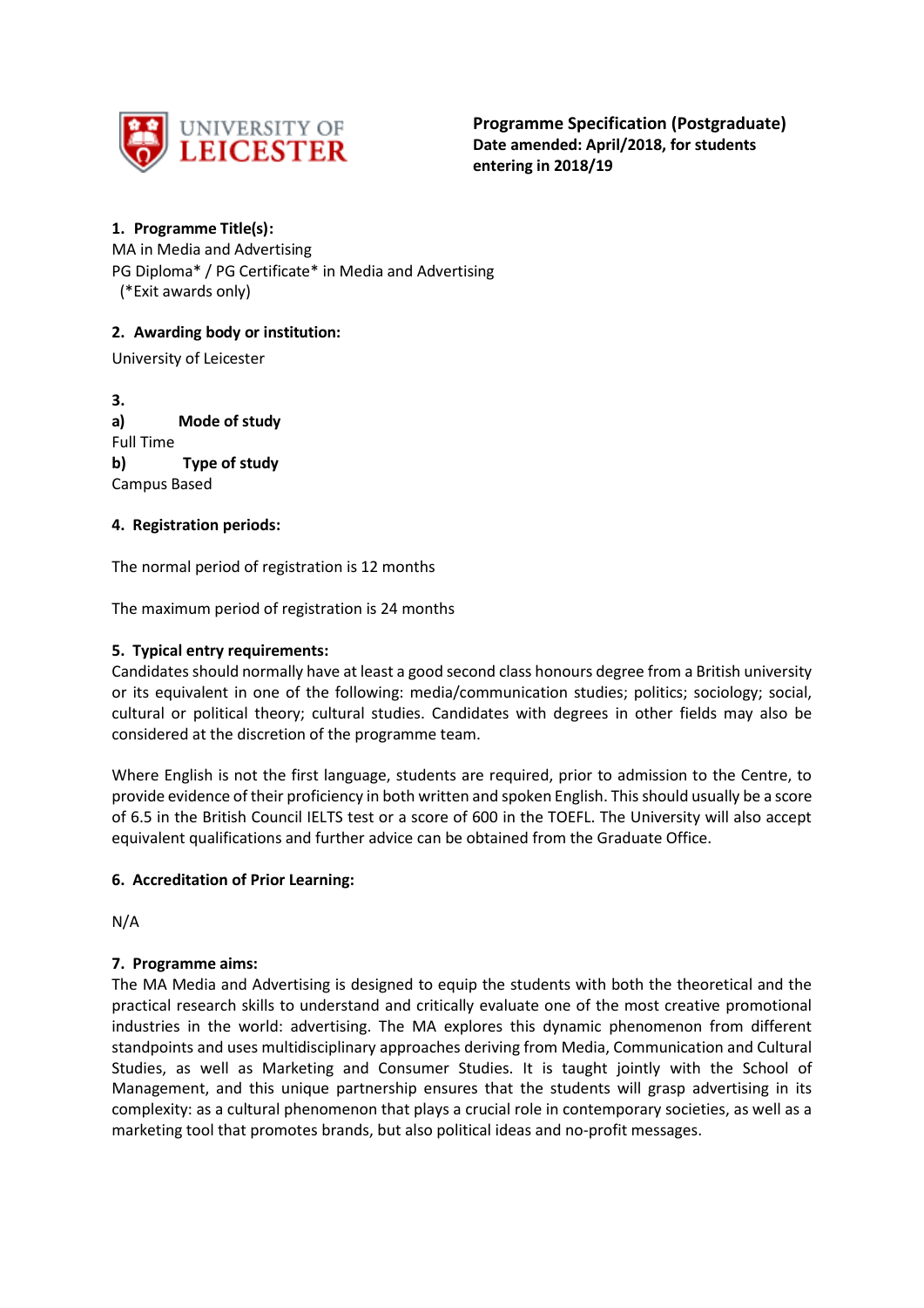**Programme Specification (Postgraduate)**
**Date amended: April/2018, for students entering in 2018/19**

**1. Programme Title(s):**

MA in Media and Advertising
PG Diploma* / PG Certificate* in Media and Advertising
(*Exit awards only)

**2. Awarding body or institution:**

University of Leicester

**3.**

**a) Mode of study**

Full Time

**b) Type of study**

Campus Based

**4. Registration periods:**

The normal period of registration is 12 months

The maximum period of registration is 24 months

**5. Typical entry requirements:**

Candidates should normally have at least a good second class honours degree from a British university or its equivalent in one of the following: media/communication studies; politics; sociology; social, cultural or political theory; cultural studies. Candidates with degrees in other fields may also be considered at the discretion of the programme team.

Where English is not the first language, students are required, prior to admission to the Centre, to provide evidence of their proficiency in both written and spoken English. This should usually be a score of 6.5 in the British Council IELTS test or a score of 600 in the TOEFL. The University will also accept equivalent qualifications and further advice can be obtained from the Graduate Office.

**6. Accreditation of Prior Learning:**

N/A

**7. Programme aims:**

The MA Media and Advertising is designed to equip the students with both the theoretical and the practical research skills to understand and critically evaluate one of the most creative promotional industries in the world: advertising. The MA explores this dynamic phenomenon from different standpoints and uses multidisciplinary approaches deriving from Media, Communication and Cultural Studies, as well as Marketing and Consumer Studies. It is taught jointly with the School of Management, and this unique partnership ensures that the students will grasp advertising in its complexity: as a cultural phenomenon that plays a crucial role in contemporary societies, as well as a marketing tool that promotes brands, but also political ideas and no-profit messages.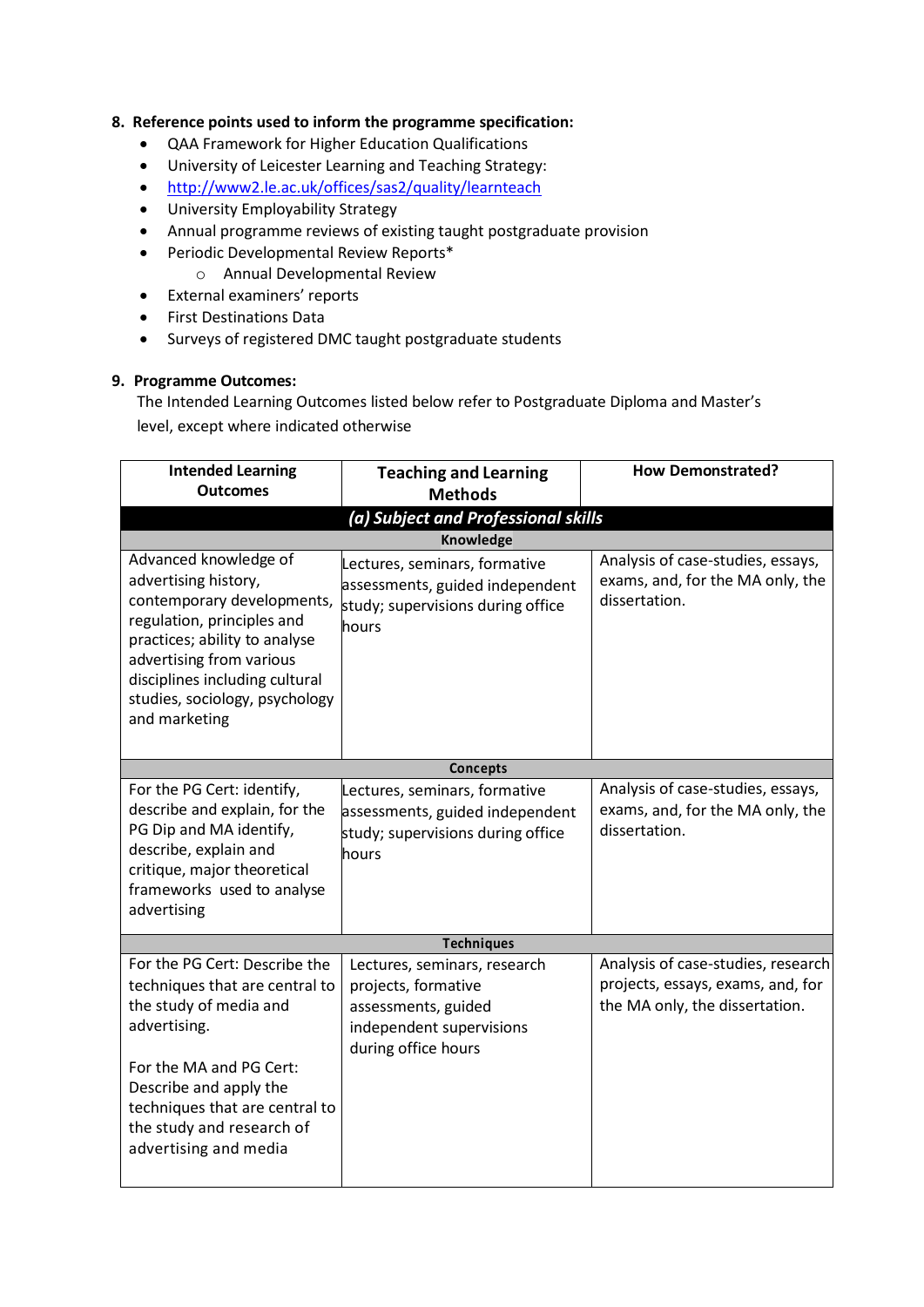## 8. Reference points used to inform the programme specification:

- QAA Framework for Higher Education Qualifications
- University of Leicester Learning and Teaching Strategy:
- http://www2.le.ac.uk/offices/sas2/quality/learnteach
- University Employability Strategy
- Annual programme reviews of existing taught postgraduate provision
- Periodic Developmental Review Reports*
    - Annual Developmental Review
- External examiners' reports
- First Destinations Data
- Surveys of registered DMC taught postgraduate students

## 9. Programme Outcomes:

The Intended Learning Outcomes listed below refer to Postgraduate Diploma and Master's level, except where indicated otherwise

| Intended Learning Outcomes | Teaching and Learning Methods | How Demonstrated? |
|---|---|---|
| ***(a) Subject and Professional skills*** | | |
| **Knowledge** | | |
| Advanced knowledge of advertising history, contemporary developments, regulation, principles and practices; ability to analyse advertising from various disciplines including cultural studies, sociology, psychology and marketing | Lectures, seminars, formative assessments, guided independent study; supervisions during office hours | Analysis of case-studies, essays, exams, and, for the MA only, the dissertation. |
| **Concepts** | | |
| For the PG Cert: identify, describe and explain, for the PG Dip and MA identify, describe, explain and critique, major theoretical frameworks used to analyse advertising | Lectures, seminars, formative assessments, guided independent study; supervisions during office hours | Analysis of case-studies, essays, exams, and, for the MA only, the dissertation. |
| **Techniques** | | |
| For the PG Cert: Describe the techniques that are central to the study of media and advertising.<br><br>For the MA and PG Cert: Describe and apply the techniques that are central to the study and research of advertising and media | Lectures, seminars, research projects, formative assessments, guided independent supervisions during office hours | Analysis of case-studies, research projects, essays, exams, and, for the MA only, the dissertation. |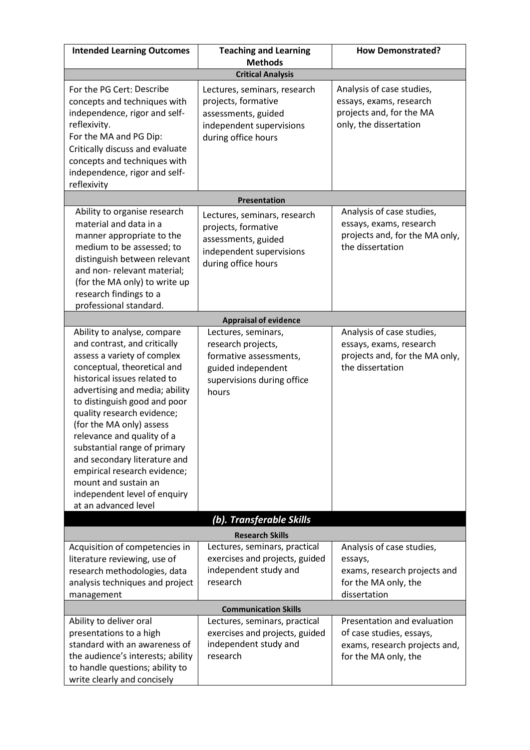| Intended Learning Outcomes | Teaching and Learning Methods | How Demonstrated? |
|---|---|---|
| **Critical Analysis** | | |
| For the PG Cert: Describe concepts and techniques with independence, rigor and self-reflexivity.<br>For the MA and PG Dip: Critically discuss and evaluate concepts and techniques with independence, rigor and self-reflexivity | Lectures, seminars, research projects, formative assessments, guided independent supervisions during office hours | Analysis of case studies, essays, exams, research projects and, for the MA only, the dissertation |
| **Presentation** | | |
| Ability to organise research material and data in a manner appropriate to the medium to be assessed; to distinguish between relevant and non- relevant material; (for the MA only) to write up research findings to a professional standard. | Lectures, seminars, research projects, formative assessments, guided independent supervisions during office hours | Analysis of case studies, essays, exams, research projects and, for the MA only, the dissertation |
| **Appraisal of evidence** | | |
| Ability to analyse, compare and contrast, and critically assess a variety of complex conceptual, theoretical and historical issues related to advertising and media; ability to distinguish good and poor quality research evidence; (for the MA only) assess relevance and quality of a substantial range of primary and secondary literature and empirical research evidence; mount and sustain an independent level of enquiry at an advanced level | Lectures, seminars, research projects, formative assessments, guided independent supervisions during office hours | Analysis of case studies, essays, exams, research projects and, for the MA only, the dissertation |
| ***(b). Transferable Skills*** | | |
| **Research Skills** | | |
| Acquisition of competencies in literature reviewing, use of research methodologies, data analysis techniques and project management | Lectures, seminars, practical exercises and projects, guided independent study and research | Analysis of case studies, essays, exams, research projects and for the MA only, the dissertation |
| **Communication Skills** | | |
| Ability to deliver oral presentations to a high standard with an awareness of the audience's interests; ability to handle questions; ability to write clearly and concisely | Lectures, seminars, practical exercises and projects, guided independent study and research | Presentation and evaluation of case studies, essays, exams, research projects and, for the MA only, the |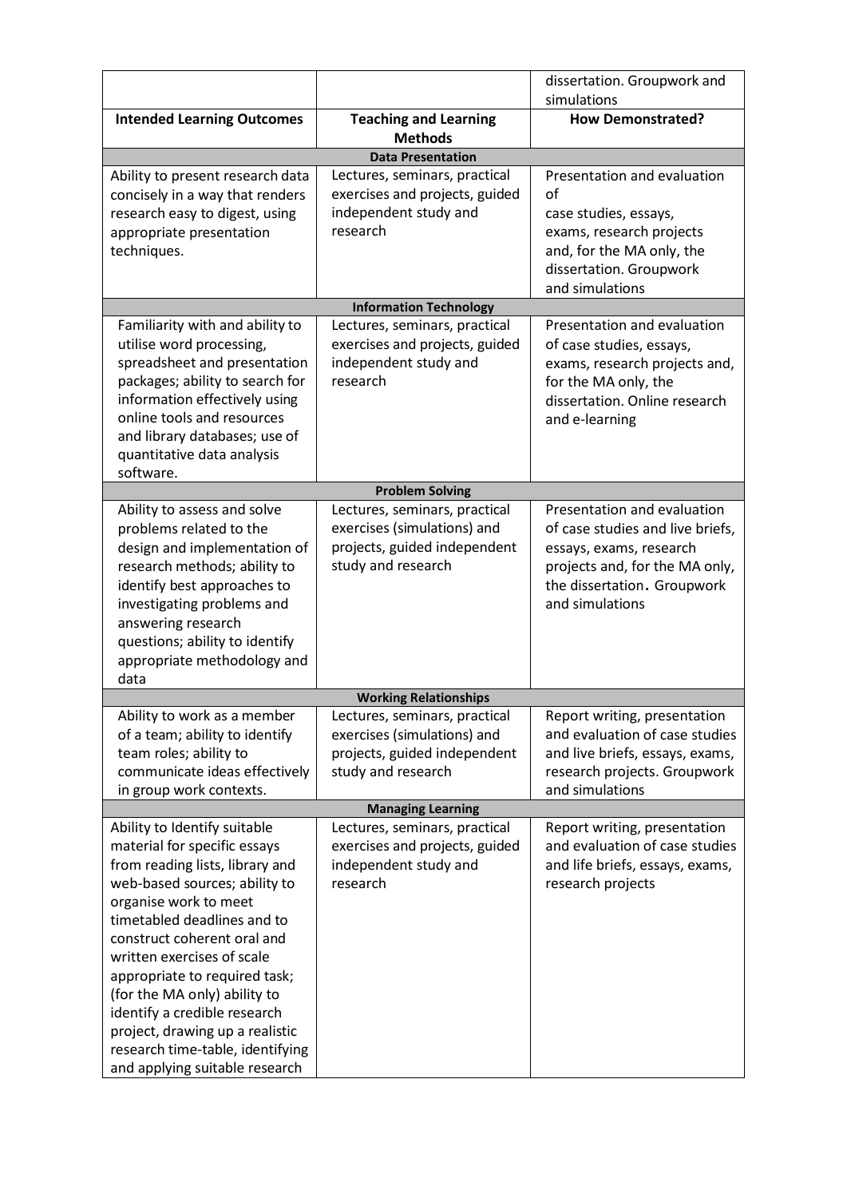| | | dissertation. Groupwork and simulations |
|---|---|---|
| **Intended Learning Outcomes** | **Teaching and Learning Methods** | **How Demonstrated?** |
| **Data Presentation** | | |
| Ability to present research data concisely in a way that renders research easy to digest, using appropriate presentation techniques. | Lectures, seminars, practical exercises and projects, guided independent study and research | Presentation and evaluation of case studies, essays, exams, research projects and, for the MA only, the dissertation. Groupwork and simulations |
| **Information Technology** | | |
| Familiarity with and ability to utilise word processing, spreadsheet and presentation packages; ability to search for information effectively using online tools and resources and library databases; use of quantitative data analysis software. | Lectures, seminars, practical exercises and projects, guided independent study and research | Presentation and evaluation of case studies, essays, exams, research projects and, for the MA only, the dissertation. Online research and e-learning |
| **Problem Solving** | | |
| Ability to assess and solve problems related to the design and implementation of research methods; ability to identify best approaches to investigating problems and answering research questions; ability to identify appropriate methodology and data | Lectures, seminars, practical exercises (simulations) and projects, guided independent study and research | Presentation and evaluation of case studies and live briefs, essays, exams, research projects and, for the MA only, the dissertation. Groupwork and simulations |
| **Working Relationships** | | |
| Ability to work as a member of a team; ability to identify team roles; ability to communicate ideas effectively in group work contexts. | Lectures, seminars, practical exercises (simulations) and projects, guided independent study and research | Report writing, presentation and evaluation of case studies and live briefs, essays, exams, research projects. Groupwork and simulations |
| **Managing Learning** | | |
| Ability to Identify suitable material for specific essays from reading lists, library and web-based sources; ability to organise work to meet timetabled deadlines and to construct coherent oral and written exercises of scale appropriate to required task; (for the MA only) ability to identify a credible research project, drawing up a realistic research time-table, identifying and applying suitable research | Lectures, seminars, practical exercises and projects, guided independent study and research | Report writing, presentation and evaluation of case studies and life briefs, essays, exams, research projects |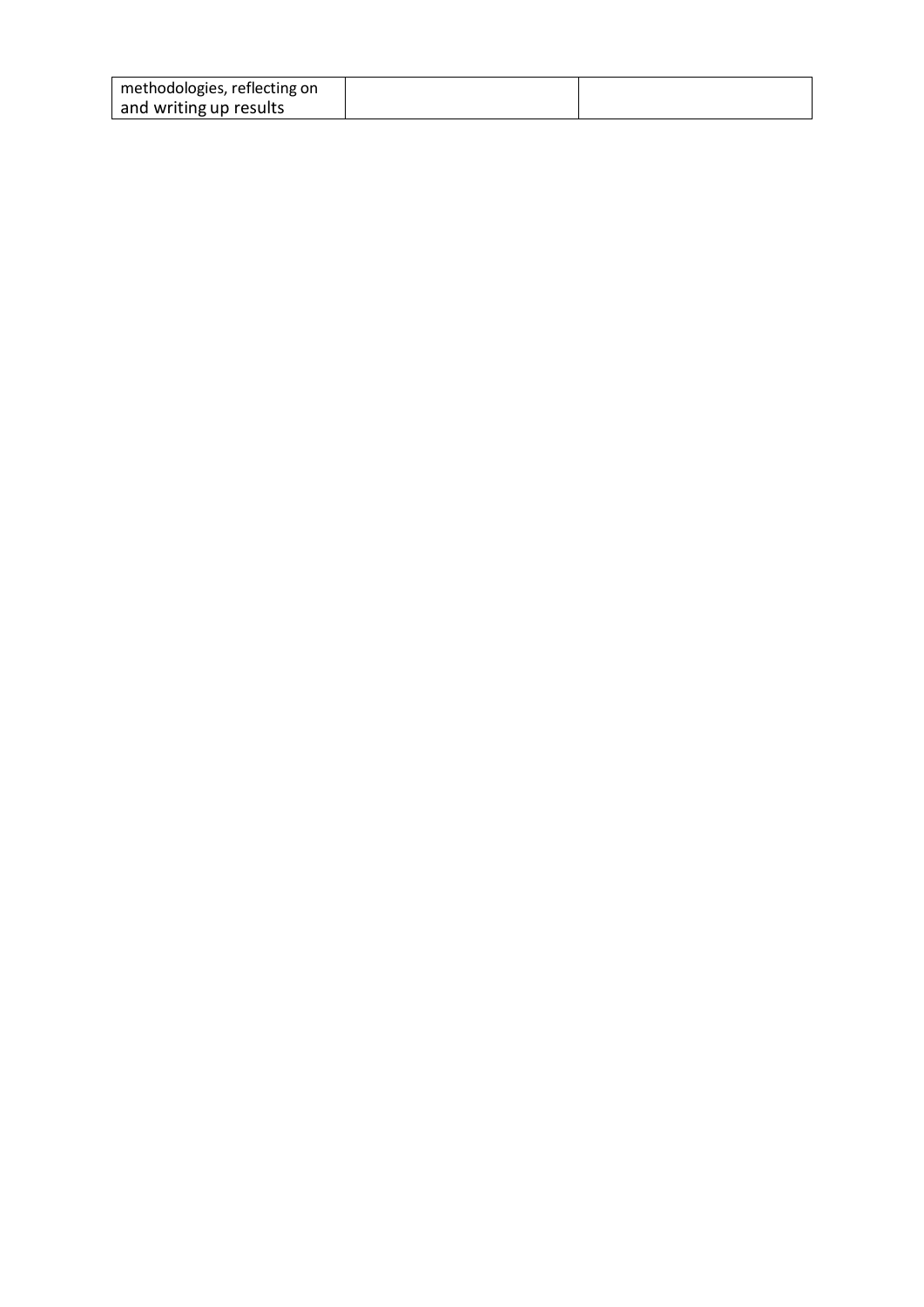| methodologies, reflecting on and writing up results | | |
|---|---|---|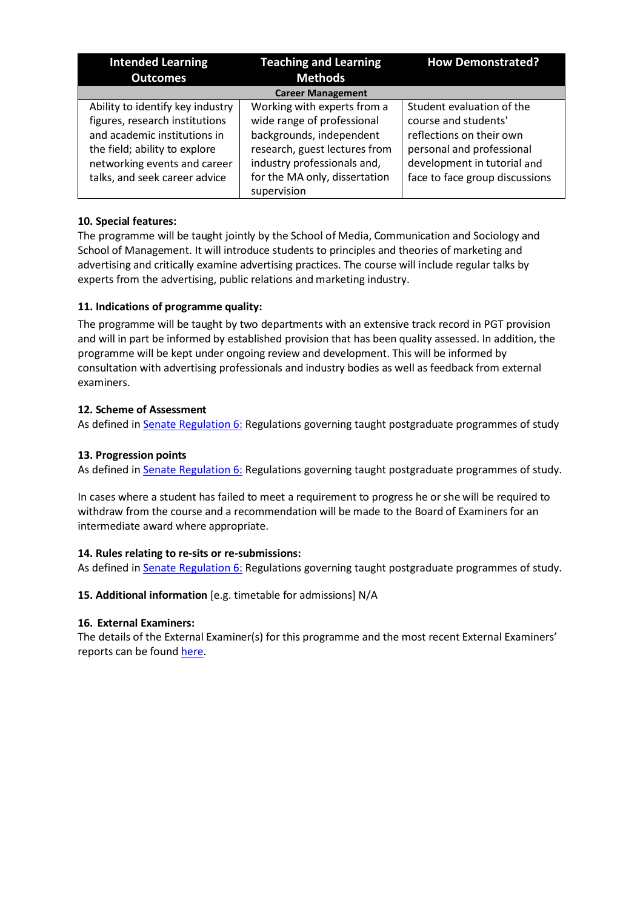| Intended Learning Outcomes | Teaching and Learning Methods | How Demonstrated? |
|---|---|---|
| **Career Management** | | |
| Ability to identify key industry figures, research institutions and academic institutions in the field; ability to explore networking events and career talks, and seek career advice | Working with experts from a wide range of professional backgrounds, independent research, guest lectures from industry professionals and, for the MA only, dissertation supervision | Student evaluation of the course and students' reflections on their own personal and professional development in tutorial and face to face group discussions |

**10. Special features:**

The programme will be taught jointly by the School of Media, Communication and Sociology and School of Management. It will introduce students to principles and theories of marketing and advertising and critically examine advertising practices. The course will include regular talks by experts from the advertising, public relations and marketing industry.

**11. Indications of programme quality:**

The programme will be taught by two departments with an extensive track record in PGT provision and will in part be informed by established provision that has been quality assessed. In addition, the programme will be kept under ongoing review and development. This will be informed by consultation with advertising professionals and industry bodies as well as feedback from external examiners.

**12. Scheme of Assessment**

As defined in Senate Regulation 6: Regulations governing taught postgraduate programmes of study

**13. Progression points**

As defined in Senate Regulation 6: Regulations governing taught postgraduate programmes of study.

In cases where a student has failed to meet a requirement to progress he or she will be required to withdraw from the course and a recommendation will be made to the Board of Examiners for an intermediate award where appropriate.

**14. Rules relating to re-sits or re-submissions:**

As defined in Senate Regulation 6: Regulations governing taught postgraduate programmes of study.

**15. Additional information** [e.g. timetable for admissions] N/A

**16. External Examiners:**

The details of the External Examiner(s) for this programme and the most recent External Examiners' reports can be found here.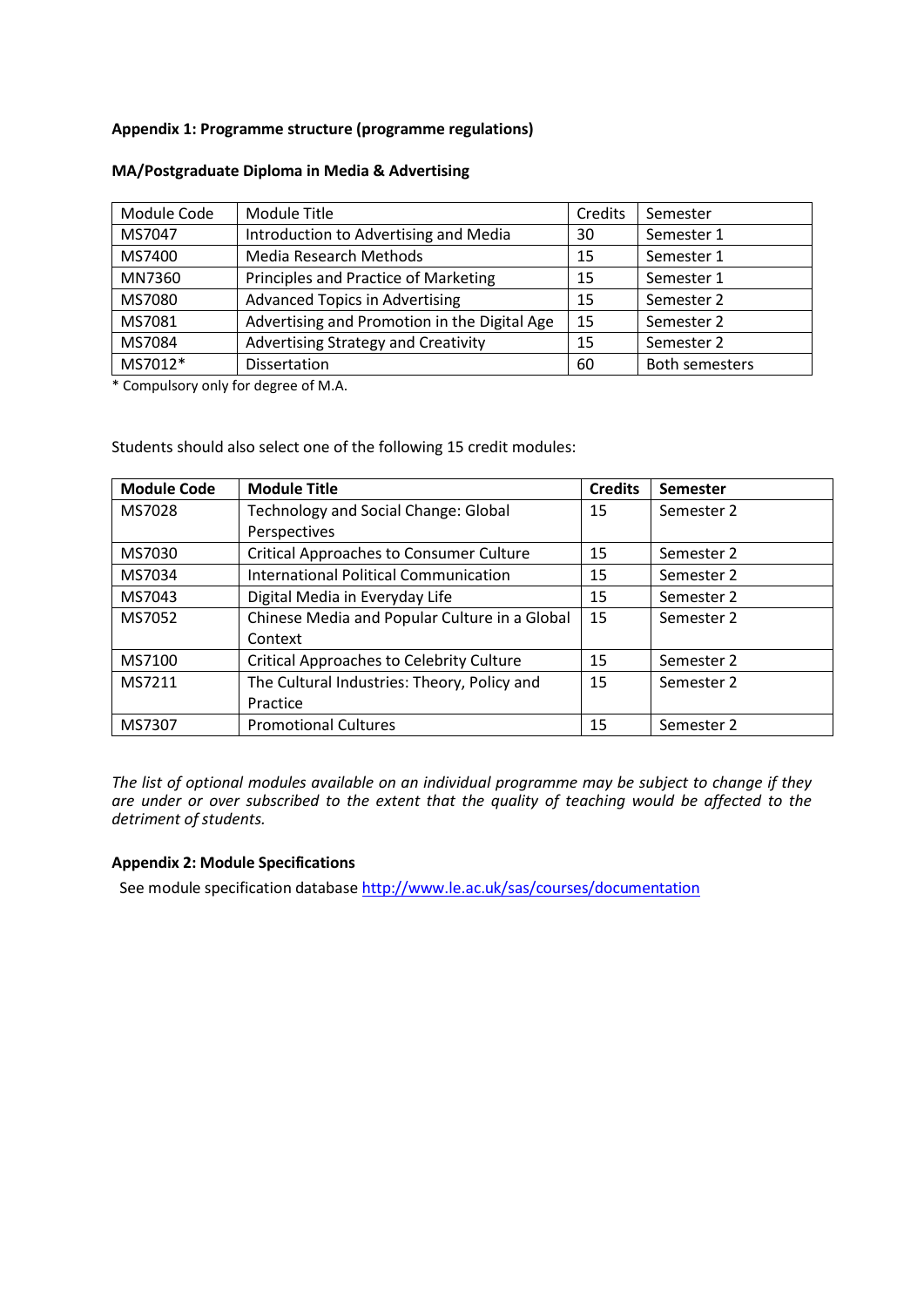**Appendix 1: Programme structure (programme regulations)**

**MA/Postgraduate Diploma in Media & Advertising**

| Module Code | Module Title | Credits | Semester |
|---|---|---|---|
| MS7047 | Introduction to Advertising and Media | 30 | Semester 1 |
| MS7400 | Media Research Methods | 15 | Semester 1 |
| MN7360 | Principles and Practice of Marketing | 15 | Semester 1 |
| MS7080 | Advanced Topics in Advertising | 15 | Semester 2 |
| MS7081 | Advertising and Promotion in the Digital Age | 15 | Semester 2 |
| MS7084 | Advertising Strategy and Creativity | 15 | Semester 2 |
| MS7012* | Dissertation | 60 | Both semesters |

* Compulsory only for degree of M.A.

Students should also select one of the following 15 credit modules:

| **Module Code** | **Module Title** | **Credits** | **Semester** |
|---|---|---|---|
| MS7028 | Technology and Social Change: Global Perspectives | 15 | Semester 2 |
| MS7030 | Critical Approaches to Consumer Culture | 15 | Semester 2 |
| MS7034 | International Political Communication | 15 | Semester 2 |
| MS7043 | Digital Media in Everyday Life | 15 | Semester 2 |
| MS7052 | Chinese Media and Popular Culture in a Global Context | 15 | Semester 2 |
| MS7100 | Critical Approaches to Celebrity Culture | 15 | Semester 2 |
| MS7211 | The Cultural Industries: Theory, Policy and Practice | 15 | Semester 2 |
| MS7307 | Promotional Cultures | 15 | Semester 2 |

*The list of optional modules available on an individual programme may be subject to change if they are under or over subscribed to the extent that the quality of teaching would be affected to the detriment of students.*

**Appendix 2: Module Specifications**

See module specification database [http://www.le.ac.uk/sas/courses/documentation](http://www.le.ac.uk/sas/courses/documentation)